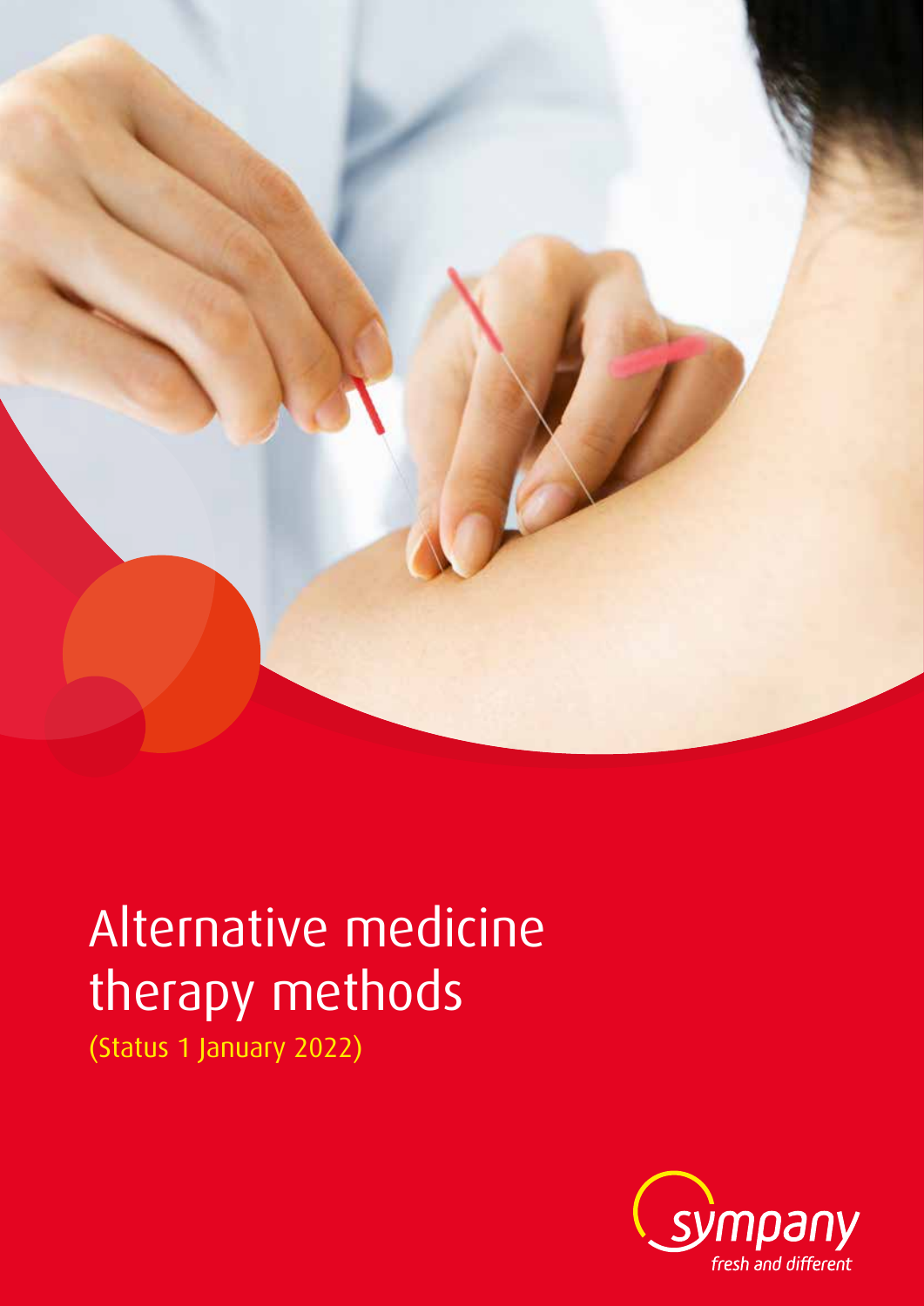# Alternative medicine therapy methods

(Status 1 January 2022)

sympany
fresh and different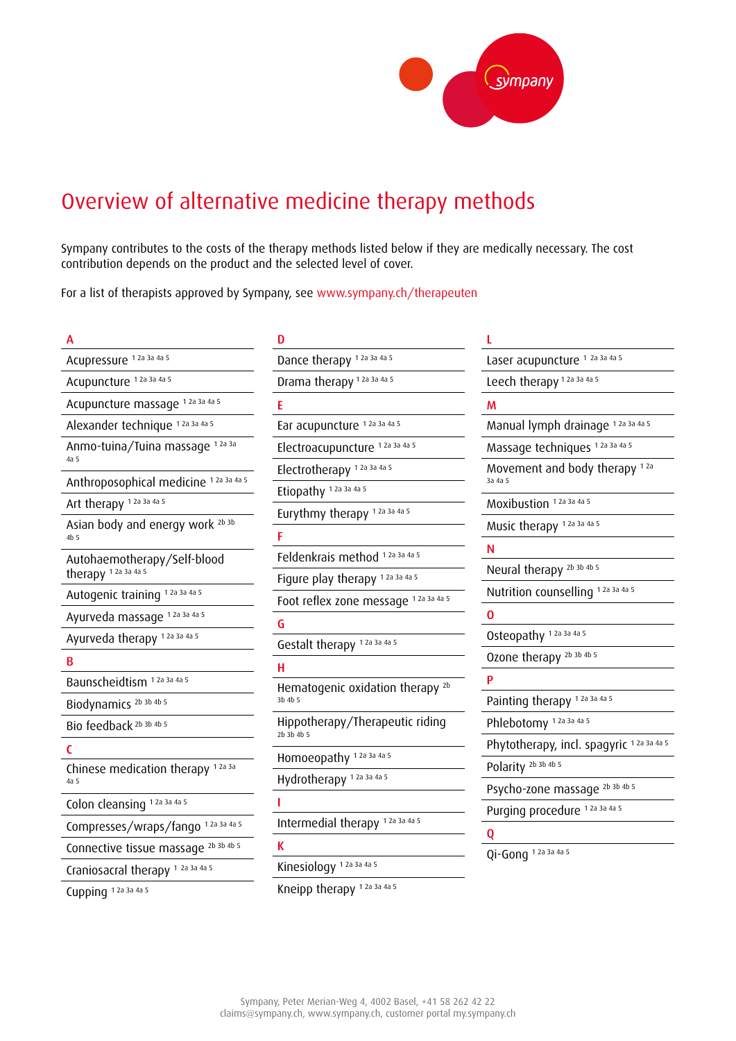# Overview of alternative medicine therapy methods

Sympany contributes to the costs of the therapy methods listed below if they are medically necessary. The cost contribution depends on the product and the selected level of cover.

For a list of therapists approved by Sympany, see www.sympany.ch/therapeuten

**A**

- Acupressure 1 2a 3a 4a 5
- Acupuncture 1 2a 3a 4a 5
- Acupuncture massage 1 2a 3a 4a 5
- Alexander technique 1 2a 3a 4a 5
- Anmo-tuina/Tuina massage 1 2a 3a 4a 5
- Anthroposophical medicine 1 2a 3a 4a 5
- Art therapy 1 2a 3a 4a 5
- Asian body and energy work 2b 3b 4b 5
- Autohaemotherapy/Self-blood therapy 1 2a 3a 4a 5
- Autogenic training 1 2a 3a 4a 5
- Ayurveda massage 1 2a 3a 4a 5
- Ayurveda therapy 1 2a 3a 4a 5

**B**

- Baunscheidtism 1 2a 3a 4a 5
- Biodynamics 2b 3b 4b 5
- Bio feedback 2b 3b 4b 5

**C**

- Chinese medication therapy 1 2a 3a 4a 5
- Colon cleansing 1 2a 3a 4a 5
- Compresses/wraps/fango 1 2a 3a 4a 5
- Connective tissue massage 2b 3b 4b 5
- Craniosacral therapy 1 2a 3a 4a 5
- Cupping 1 2a 3a 4a 5

**D**

- Dance therapy 1 2a 3a 4a 5
- Drama therapy 1 2a 3a 4a 5

**E**

- Ear acupuncture 1 2a 3a 4a 5
- Electroacupuncture 1 2a 3a 4a 5
- Electrotherapy 1 2a 3a 4a 5
- Etiopathy 1 2a 3a 4a 5
- Eurythmy therapy 1 2a 3a 4a 5

**F**

- Feldenkrais method 1 2a 3a 4a 5
- Figure play therapy 1 2a 3a 4a 5
- Foot reflex zone message 1 2a 3a 4a 5

**G**

- Gestalt therapy 1 2a 3a 4a 5

**H**

- Hematogenic oxidation therapy 2b 3b 4b 5
- Hippotherapy/Therapeutic riding 2b 3b 4b 5
- Homoeopathy 1 2a 3a 4a 5
- Hydrotherapy 1 2a 3a 4a 5

**I**

- Intermedial therapy 1 2a 3a 4a 5

**K**

- Kinesiology 1 2a 3a 4a 5
- Kneipp therapy 1 2a 3a 4a 5

**L**

- Laser acupuncture 1 2a 3a 4a 5
- Leech therapy 1 2a 3a 4a 5

**M**

- Manual lymph drainage 1 2a 3a 4a 5
- Massage techniques 1 2a 3a 4a 5
- Movement and body therapy 1 2a 3a 4a 5
- Moxibustion 1 2a 3a 4a 5
- Music therapy 1 2a 3a 4a 5

**N**

- Neural therapy 2b 3b 4b 5
- Nutrition counselling 1 2a 3a 4a 5

**O**

- Osteopathy 1 2a 3a 4a 5
- Ozone therapy 2b 3b 4b 5

**P**

- Painting therapy 1 2a 3a 4a 5
- Phlebotomy 1 2a 3a 4a 5
- Phytotherapy, incl. spagyric 1 2a 3a 4a 5
- Polarity 2b 3b 4b 5
- Psycho-zone massage 2b 3b 4b 5
- Purging procedure 1 2a 3a 4a 5

**Q**

- Qi-Gong 1 2a 3a 4a 5

Sympany, Peter Merian-Weg 4, 4002 Basel, +41 58 262 42 22
claims@sympany.ch, www.sympany.ch, customer portal my.sympany.ch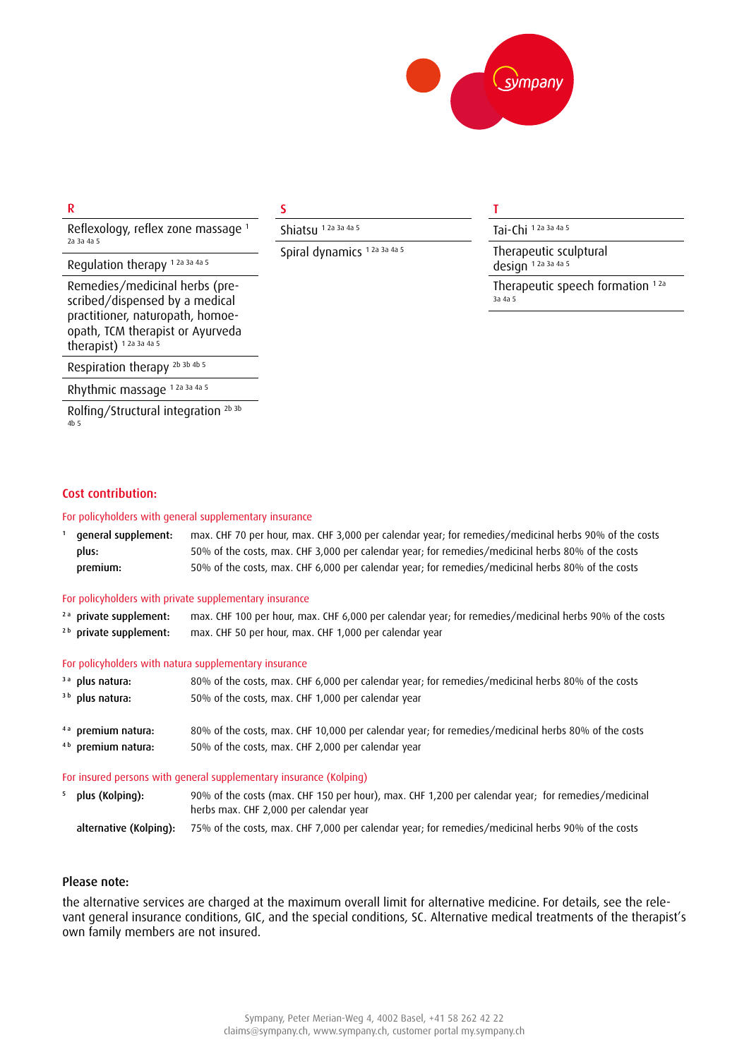## R

- Reflexology, reflex zone massage [1 2a 3a 4a 5]
- Regulation therapy [1 2a 3a 4a 5]
- Remedies/medicinal herbs (prescribed/dispensed by a medical practitioner, naturopath, homoeopath, TCM therapist or Ayurveda therapist) [1 2a 3a 4a 5]
- Respiration therapy [2b 3b 4b 5]
- Rhythmic massage [1 2a 3a 4a 5]
- Rolfing/Structural integration [2b 3b 4b 5]

## S

- Shiatsu [1 2a 3a 4a 5]
- Spiral dynamics [1 2a 3a 4a 5]

## T

- Tai-Chi [1 2a 3a 4a 5]
- Therapeutic sculptural design [1 2a 3a 4a 5]
- Therapeutic speech formation [1 2a 3a 4a 5]

## Cost contribution:

For policyholders with general supplementary insurance

| | | |
|---|---|---|
| 1 | **general supplement:** | max. CHF 70 per hour, max. CHF 3,000 per calendar year; for remedies/medicinal herbs 90% of the costs |
| | **plus:** | 50% of the costs, max. CHF 3,000 per calendar year; for remedies/medicinal herbs 80% of the costs |
| | **premium:** | 50% of the costs, max. CHF 6,000 per calendar year; for remedies/medicinal herbs 80% of the costs |

For policyholders with private supplementary insurance

| | | |
|---|---|---|
| 2a | **private supplement:** | max. CHF 100 per hour, max. CHF 6,000 per calendar year; for remedies/medicinal herbs 90% of the costs |
| 2b | **private supplement:** | max. CHF 50 per hour, max. CHF 1,000 per calendar year |

For policyholders with natura supplementary insurance

| | | |
|---|---|---|
| 3a | **plus natura:** | 80% of the costs, max. CHF 6,000 per calendar year; for remedies/medicinal herbs 80% of the costs |
| 3b | **plus natura:** | 50% of the costs, max. CHF 1,000 per calendar year |
| 4a | **premium natura:** | 80% of the costs, max. CHF 10,000 per calendar year; for remedies/medicinal herbs 80% of the costs |
| 4b | **premium natura:** | 50% of the costs, max. CHF 2,000 per calendar year |

For insured persons with general supplementary insurance (Kolping)

| | | |
|---|---|---|
| 5 | **plus (Kolping):** | 90% of the costs (max. CHF 150 per hour), max. CHF 1,200 per calendar year; for remedies/medicinal herbs max. CHF 2,000 per calendar year |
| | **alternative (Kolping):** | 75% of the costs, max. CHF 7,000 per calendar year; for remedies/medicinal herbs 90% of the costs |

### Please note:

the alternative services are charged at the maximum overall limit for alternative medicine. For details, see the relevant general insurance conditions, GIC, and the special conditions, SC. Alternative medical treatments of the therapist's own family members are not insured.

Sympany, Peter Merian-Weg 4, 4002 Basel, +41 58 262 42 22
claims@sympany.ch, www.sympany.ch, customer portal my.sympany.ch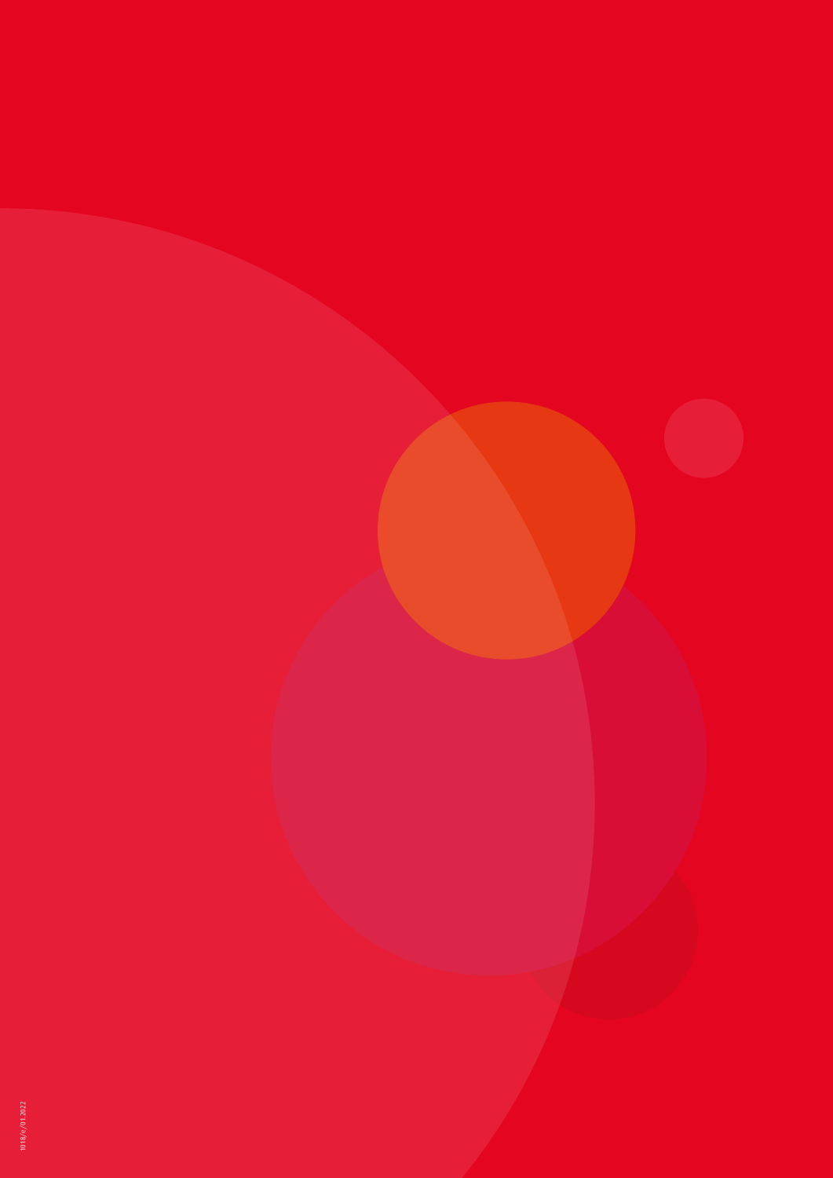1018/e/01.2022